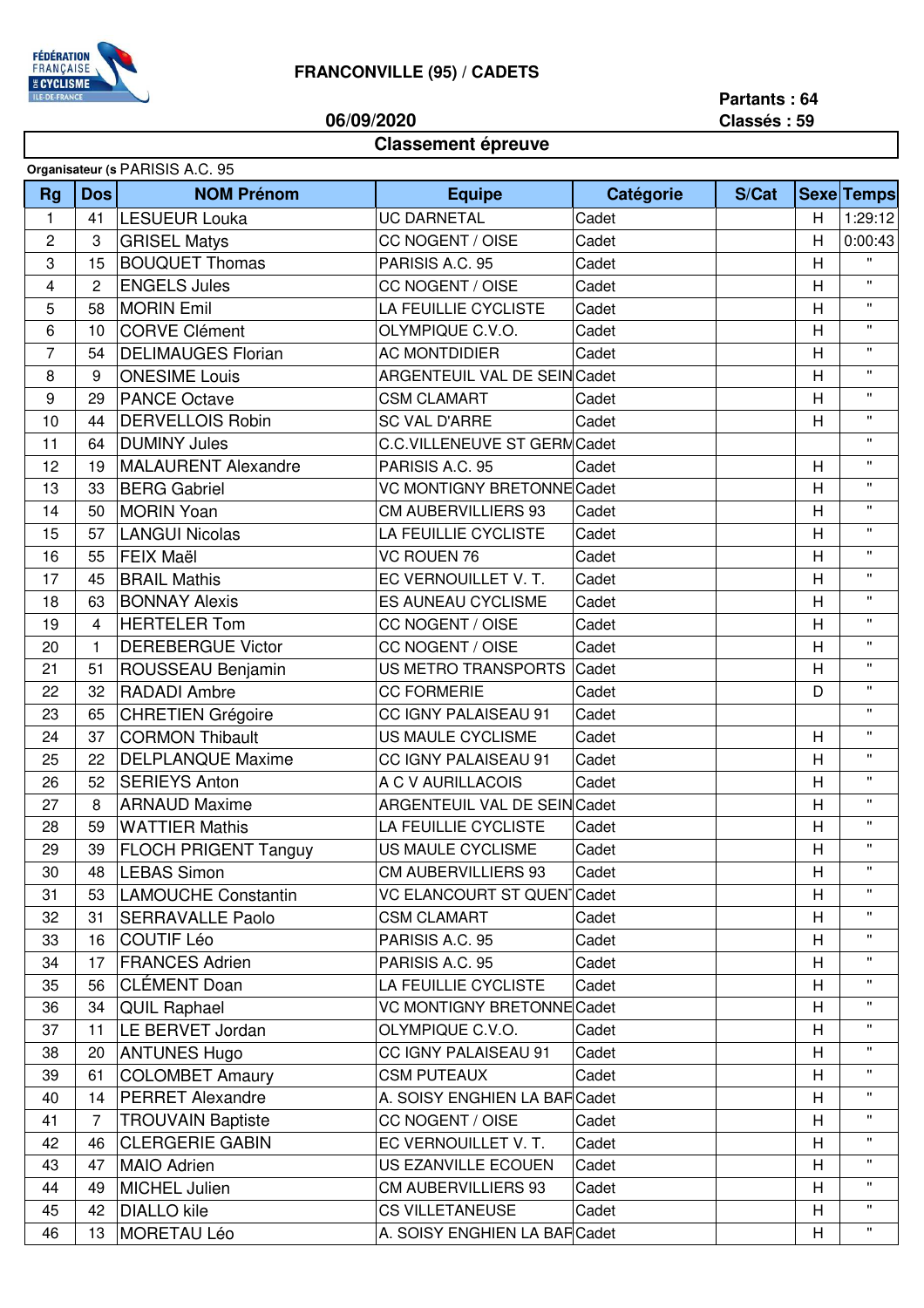FÉDÉRATION FRANÇAISE DE CYCLISME ILE-DE-FRANCE

# FRANCONVILLE (95) / CADETS

**06/09/2020**

**Partants : 64**
**Classés : 59**

## Classement épreuve

**Organisateur (s** PARISIS A.C. 95

| Rg | Dos | NOM Prénom | Equipe | Catégorie | S/Cat | Sexe | Temps |
|---|---|---|---|---|---|---|---|
| 1 | 41 | LESUEUR Louka | UC DARNETAL | Cadet | | H | 1:29:12 |
| 2 | 3 | GRISEL Matys | CC NOGENT / OISE | Cadet | | H | 0:00:43 |
| 3 | 15 | BOUQUET Thomas | PARISIS A.C. 95 | Cadet | | H | " |
| 4 | 2 | ENGELS Jules | CC NOGENT / OISE | Cadet | | H | " |
| 5 | 58 | MORIN Emil | LA FEUILLIE CYCLISTE | Cadet | | H | " |
| 6 | 10 | CORVE Clément | OLYMPIQUE C.V.O. | Cadet | | H | " |
| 7 | 54 | DELIMAUGES Florian | AC MONTDIDIER | Cadet | | H | " |
| 8 | 9 | ONESIME Louis | ARGENTEUIL VAL DE SEIN | Cadet | | H | " |
| 9 | 29 | PANCE Octave | CSM CLAMART | Cadet | | H | " |
| 10 | 44 | DERVELLOIS Robin | SC VAL D'ARRE | Cadet | | H | " |
| 11 | 64 | DUMINY Jules | C.C.VILLENEUVE ST GERM | Cadet | | | " |
| 12 | 19 | MALAURENT Alexandre | PARISIS A.C. 95 | Cadet | | H | " |
| 13 | 33 | BERG Gabriel | VC MONTIGNY BRETONNE | Cadet | | H | " |
| 14 | 50 | MORIN Yoan | CM AUBERVILLIERS 93 | Cadet | | H | " |
| 15 | 57 | LANGUI Nicolas | LA FEUILLIE CYCLISTE | Cadet | | H | " |
| 16 | 55 | FEIX Maël | VC ROUEN 76 | Cadet | | H | " |
| 17 | 45 | BRAIL Mathis | EC VERNOUILLET V. T. | Cadet | | H | " |
| 18 | 63 | BONNAY Alexis | ES AUNEAU CYCLISME | Cadet | | H | " |
| 19 | 4 | HERTELER Tom | CC NOGENT / OISE | Cadet | | H | " |
| 20 | 1 | DEREBERGUE Victor | CC NOGENT / OISE | Cadet | | H | " |
| 21 | 51 | ROUSSEAU Benjamin | US METRO TRANSPORTS | Cadet | | H | " |
| 22 | 32 | RADADI Ambre | CC FORMERIE | Cadet | | D | " |
| 23 | 65 | CHRETIEN Grégoire | CC IGNY PALAISEAU 91 | Cadet | | | " |
| 24 | 37 | CORMON Thibault | US MAULE CYCLISME | Cadet | | H | " |
| 25 | 22 | DELPLANQUE Maxime | CC IGNY PALAISEAU 91 | Cadet | | H | " |
| 26 | 52 | SERIEYS Anton | A C V AURILLACOIS | Cadet | | H | " |
| 27 | 8 | ARNAUD Maxime | ARGENTEUIL VAL DE SEIN | Cadet | | H | " |
| 28 | 59 | WATTIER Mathis | LA FEUILLIE CYCLISTE | Cadet | | H | " |
| 29 | 39 | FLOCH PRIGENT Tanguy | US MAULE CYCLISME | Cadet | | H | " |
| 30 | 48 | LEBAS Simon | CM AUBERVILLIERS 93 | Cadet | | H | " |
| 31 | 53 | LAMOUCHE Constantin | VC ELANCOURT ST QUEN | Cadet | | H | " |
| 32 | 31 | SERRAVALLE Paolo | CSM CLAMART | Cadet | | H | " |
| 33 | 16 | COUTIF Léo | PARISIS A.C. 95 | Cadet | | H | " |
| 34 | 17 | FRANCES Adrien | PARISIS A.C. 95 | Cadet | | H | " |
| 35 | 56 | CLÉMENT Doan | LA FEUILLIE CYCLISTE | Cadet | | H | " |
| 36 | 34 | QUIL Raphael | VC MONTIGNY BRETONNE | Cadet | | H | " |
| 37 | 11 | LE BERVET Jordan | OLYMPIQUE C.V.O. | Cadet | | H | " |
| 38 | 20 | ANTUNES Hugo | CC IGNY PALAISEAU 91 | Cadet | | H | " |
| 39 | 61 | COLOMBET Amaury | CSM PUTEAUX | Cadet | | H | " |
| 40 | 14 | PERRET Alexandre | A. SOISY ENGHIEN LA BAR | Cadet | | H | " |
| 41 | 7 | TROUVAIN Baptiste | CC NOGENT / OISE | Cadet | | H | " |
| 42 | 46 | CLERGERIE GABIN | EC VERNOUILLET V. T. | Cadet | | H | " |
| 43 | 47 | MAIO Adrien | US EZANVILLE ECOUEN | Cadet | | H | " |
| 44 | 49 | MICHEL Julien | CM AUBERVILLIERS 93 | Cadet | | H | " |
| 45 | 42 | DIALLO kile | CS VILLETANEUSE | Cadet | | H | " |
| 46 | 13 | MORETAU Léo | A. SOISY ENGHIEN LA BAR | Cadet | | H | " |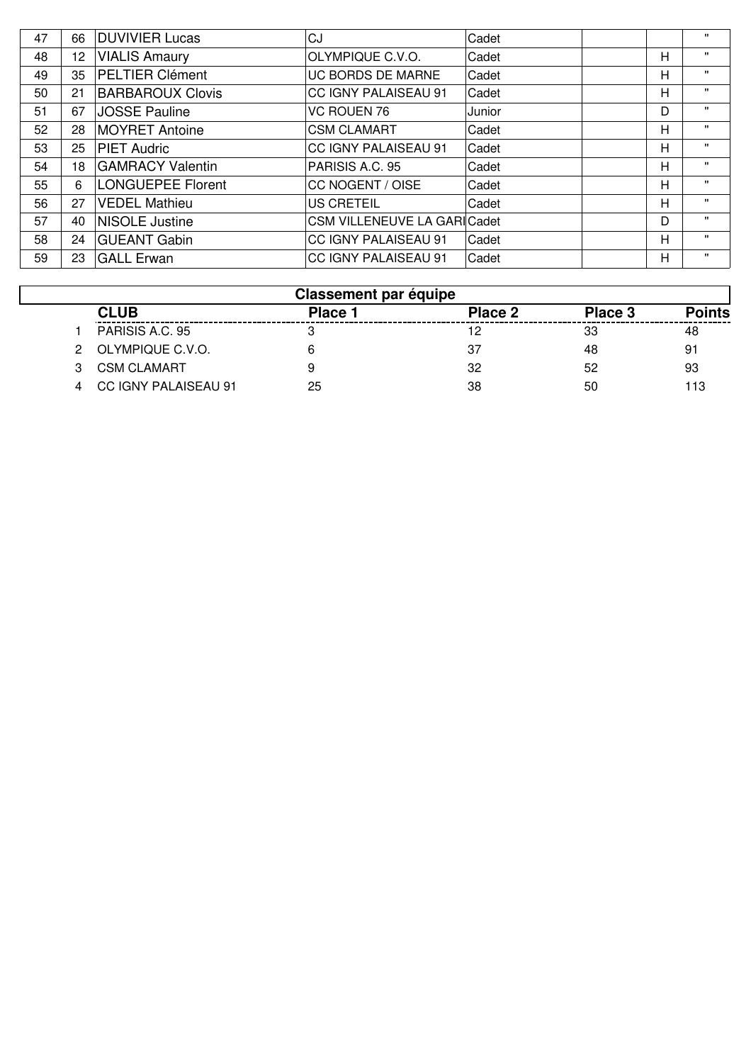| | | | | | | | |
|---|---|---|---|---|---|---|---|
| 47 | 66 | DUVIVIER Lucas | CJ | Cadet | | | " |
| 48 | 12 | VIALIS Amaury | OLYMPIQUE C.V.O. | Cadet | | H | " |
| 49 | 35 | PELTIER Clément | UC BORDS DE MARNE | Cadet | | H | " |
| 50 | 21 | BARBAROUX Clovis | CC IGNY PALAISEAU 91 | Cadet | | H | " |
| 51 | 67 | JOSSE Pauline | VC ROUEN 76 | Junior | | D | " |
| 52 | 28 | MOYRET Antoine | CSM CLAMART | Cadet | | H | " |
| 53 | 25 | PIET Audric | CC IGNY PALAISEAU 91 | Cadet | | H | " |
| 54 | 18 | GAMRACY Valentin | PARISIS A.C. 95 | Cadet | | H | " |
| 55 | 6 | LONGUEPEE Florent | CC NOGENT / OISE | Cadet | | H | " |
| 56 | 27 | VEDEL Mathieu | US CRETEIL | Cadet | | H | " |
| 57 | 40 | NISOLE Justine | CSM VILLENEUVE LA GARI | Cadet | | D | " |
| 58 | 24 | GUEANT Gabin | CC IGNY PALAISEAU 91 | Cadet | | H | " |
| 59 | 23 | GALL Erwan | CC IGNY PALAISEAU 91 | Cadet | | H | " |

## Classement par équipe

| | CLUB | Place 1 | Place 2 | Place 3 | Points |
|---|---|---|---|---|---|
| 1 | PARISIS A.C. 95 | 3 | 12 | 33 | 48 |
| 2 | OLYMPIQUE C.V.O. | 6 | 37 | 48 | 91 |
| 3 | CSM CLAMART | 9 | 32 | 52 | 93 |
| 4 | CC IGNY PALAISEAU 91 | 25 | 38 | 50 | 113 |